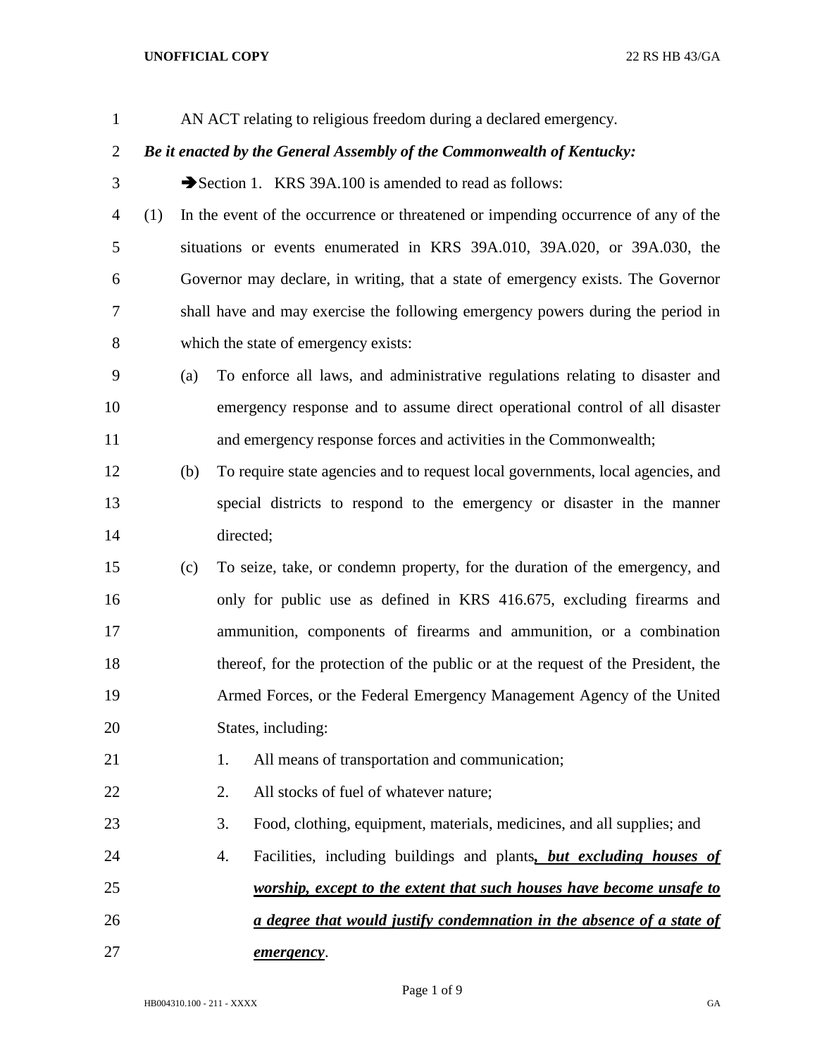AN ACT relating to religious freedom during a declared emergency.

***Be it enacted by the General Assembly of the Commonwealth of Kentucky:***

➔Section 1. KRS 39A.100 is amended to read as follows:

(1) In the event of the occurrence or threatened or impending occurrence of any of the situations or events enumerated in KRS 39A.010, 39A.020, or 39A.030, the Governor may declare, in writing, that a state of emergency exists. The Governor shall have and may exercise the following emergency powers during the period in which the state of emergency exists:

(a) To enforce all laws, and administrative regulations relating to disaster and emergency response and to assume direct operational control of all disaster and emergency response forces and activities in the Commonwealth;

(b) To require state agencies and to request local governments, local agencies, and special districts to respond to the emergency or disaster in the manner directed;

(c) To seize, take, or condemn property, for the duration of the emergency, and only for public use as defined in KRS 416.675, excluding firearms and ammunition, components of firearms and ammunition, or a combination thereof, for the protection of the public or at the request of the President, the Armed Forces, or the Federal Emergency Management Agency of the United States, including:

1. All means of transportation and communication;
2. All stocks of fuel of whatever nature;
3. Food, clothing, equipment, materials, medicines, and all supplies; and
4. Facilities, including buildings and plants***<u>, but excluding houses of worship, except to the extent that such houses have become unsafe to a degree that would justify condemnation in the absence of a state of emergency</u>***.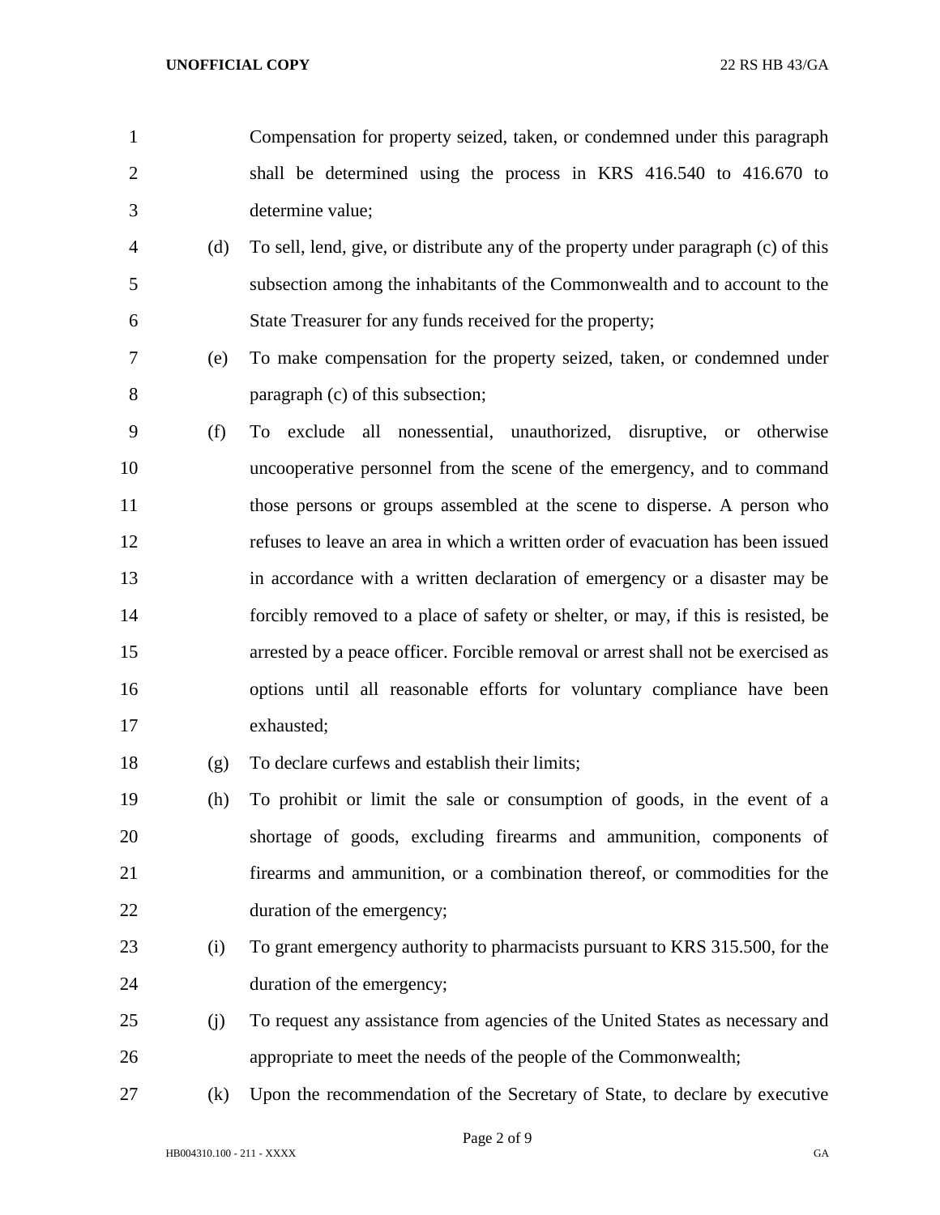Compensation for property seized, taken, or condemned under this paragraph shall be determined using the process in KRS 416.540 to 416.670 to determine value;

(d) To sell, lend, give, or distribute any of the property under paragraph (c) of this subsection among the inhabitants of the Commonwealth and to account to the State Treasurer for any funds received for the property;

(e) To make compensation for the property seized, taken, or condemned under paragraph (c) of this subsection;

(f) To exclude all nonessential, unauthorized, disruptive, or otherwise uncooperative personnel from the scene of the emergency, and to command those persons or groups assembled at the scene to disperse. A person who refuses to leave an area in which a written order of evacuation has been issued in accordance with a written declaration of emergency or a disaster may be forcibly removed to a place of safety or shelter, or may, if this is resisted, be arrested by a peace officer. Forcible removal or arrest shall not be exercised as options until all reasonable efforts for voluntary compliance have been exhausted;

(g) To declare curfews and establish their limits;

(h) To prohibit or limit the sale or consumption of goods, in the event of a shortage of goods, excluding firearms and ammunition, components of firearms and ammunition, or a combination thereof, or commodities for the duration of the emergency;

(i) To grant emergency authority to pharmacists pursuant to KRS 315.500, for the duration of the emergency;

(j) To request any assistance from agencies of the United States as necessary and appropriate to meet the needs of the people of the Commonwealth;

(k) Upon the recommendation of the Secretary of State, to declare by executive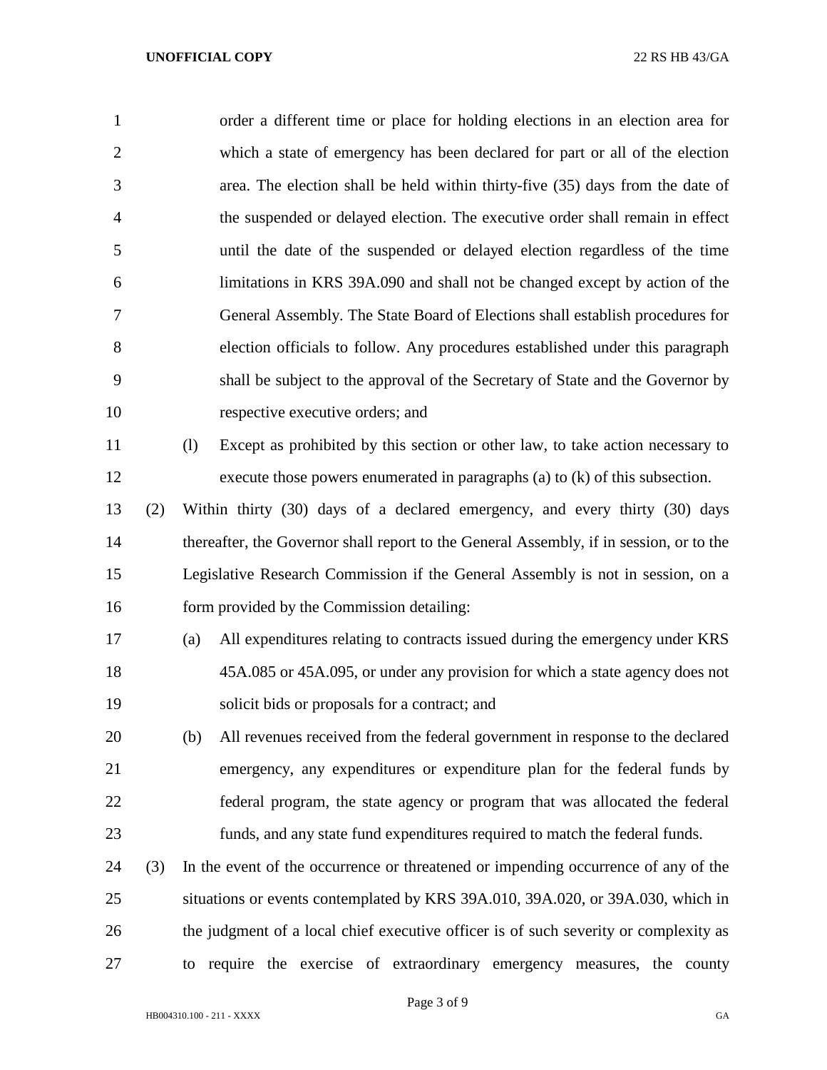order a different time or place for holding elections in an election area for which a state of emergency has been declared for part or all of the election area. The election shall be held within thirty-five (35) days from the date of the suspended or delayed election. The executive order shall remain in effect until the date of the suspended or delayed election regardless of the time limitations in KRS 39A.090 and shall not be changed except by action of the General Assembly. The State Board of Elections shall establish procedures for election officials to follow. Any procedures established under this paragraph shall be subject to the approval of the Secretary of State and the Governor by respective executive orders; and

(l) Except as prohibited by this section or other law, to take action necessary to execute those powers enumerated in paragraphs (a) to (k) of this subsection.

(2) Within thirty (30) days of a declared emergency, and every thirty (30) days thereafter, the Governor shall report to the General Assembly, if in session, or to the Legislative Research Commission if the General Assembly is not in session, on a form provided by the Commission detailing:

(a) All expenditures relating to contracts issued during the emergency under KRS 45A.085 or 45A.095, or under any provision for which a state agency does not solicit bids or proposals for a contract; and

(b) All revenues received from the federal government in response to the declared emergency, any expenditures or expenditure plan for the federal funds by federal program, the state agency or program that was allocated the federal funds, and any state fund expenditures required to match the federal funds.

(3) In the event of the occurrence or threatened or impending occurrence of any of the situations or events contemplated by KRS 39A.010, 39A.020, or 39A.030, which in the judgment of a local chief executive officer is of such severity or complexity as to require the exercise of extraordinary emergency measures, the county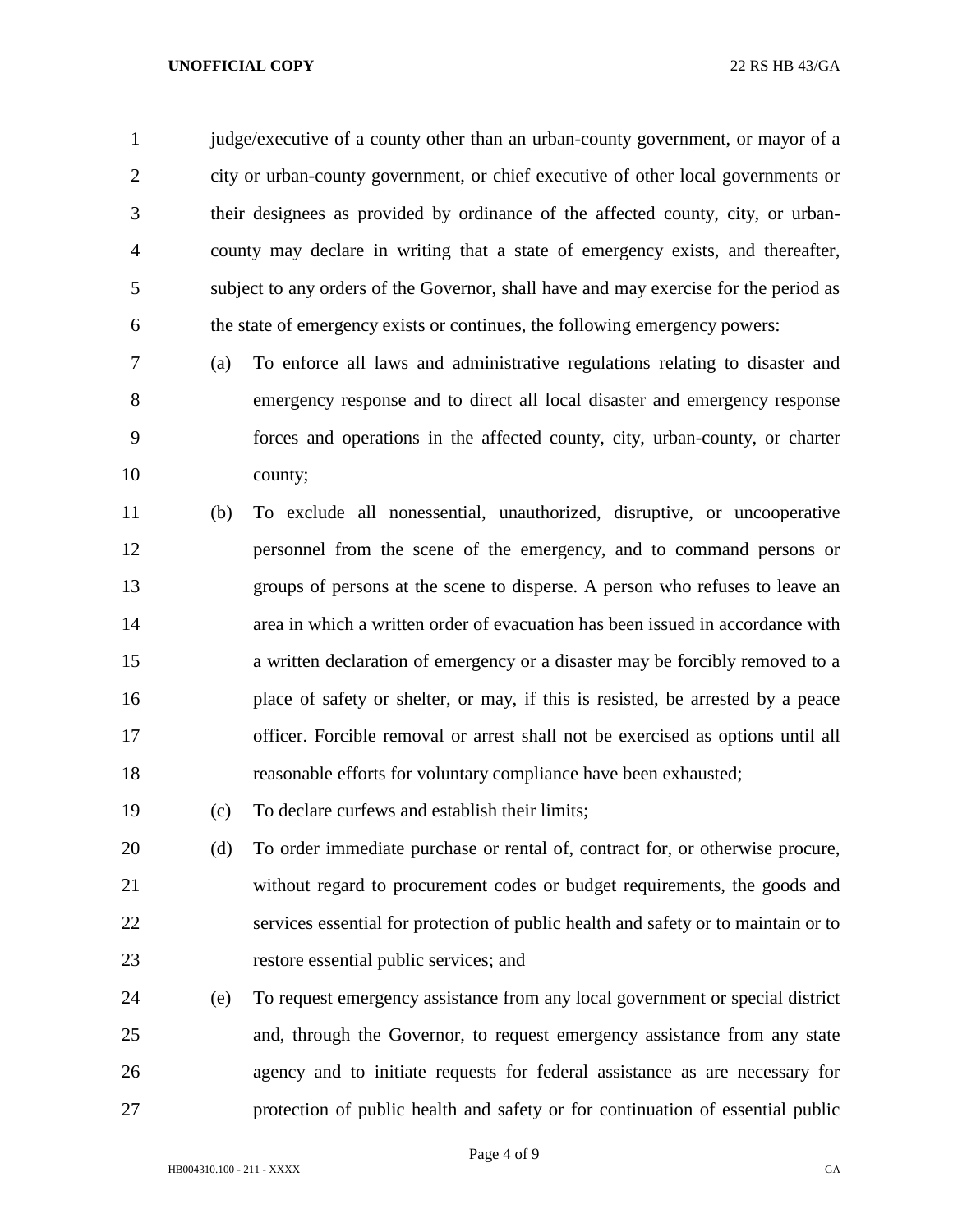judge/executive of a county other than an urban-county government, or mayor of a city or urban-county government, or chief executive of other local governments or their designees as provided by ordinance of the affected county, city, or urban-county may declare in writing that a state of emergency exists, and thereafter, subject to any orders of the Governor, shall have and may exercise for the period as the state of emergency exists or continues, the following emergency powers:

(a) To enforce all laws and administrative regulations relating to disaster and emergency response and to direct all local disaster and emergency response forces and operations in the affected county, city, urban-county, or charter county;

(b) To exclude all nonessential, unauthorized, disruptive, or uncooperative personnel from the scene of the emergency, and to command persons or groups of persons at the scene to disperse. A person who refuses to leave an area in which a written order of evacuation has been issued in accordance with a written declaration of emergency or a disaster may be forcibly removed to a place of safety or shelter, or may, if this is resisted, be arrested by a peace officer. Forcible removal or arrest shall not be exercised as options until all reasonable efforts for voluntary compliance have been exhausted;

(c) To declare curfews and establish their limits;

(d) To order immediate purchase or rental of, contract for, or otherwise procure, without regard to procurement codes or budget requirements, the goods and services essential for protection of public health and safety or to maintain or to restore essential public services; and

(e) To request emergency assistance from any local government or special district and, through the Governor, to request emergency assistance from any state agency and to initiate requests for federal assistance as are necessary for protection of public health and safety or for continuation of essential public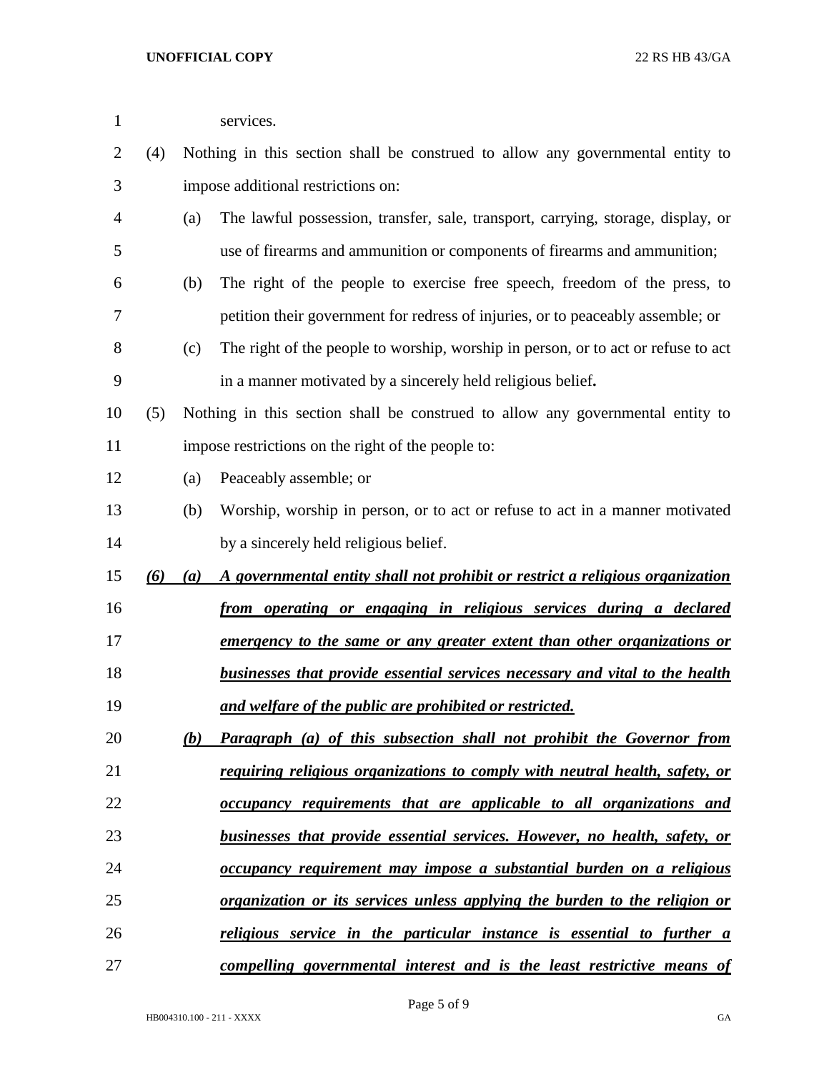services.

(4) Nothing in this section shall be construed to allow any governmental entity to impose additional restrictions on:

(a) The lawful possession, transfer, sale, transport, carrying, storage, display, or use of firearms and ammunition or components of firearms and ammunition;

(b) The right of the people to exercise free speech, freedom of the press, to petition their government for redress of injuries, or to peaceably assemble; or

(c) The right of the people to worship, worship in person, or to act or refuse to act in a manner motivated by a sincerely held religious belief**.**

(5) Nothing in this section shall be construed to allow any governmental entity to impose restrictions on the right of the people to:

(a) Peaceably assemble; or

(b) Worship, worship in person, or to act or refuse to act in a manner motivated by a sincerely held religious belief.

***<u>(6) (a) A governmental entity shall not prohibit or restrict a religious organization from operating or engaging in religious services during a declared emergency to the same or any greater extent than other organizations or businesses that provide essential services necessary and vital to the health and welfare of the public are prohibited or restricted.</u>***

***<u>(b) Paragraph (a) of this subsection shall not prohibit the Governor from requiring religious organizations to comply with neutral health, safety, or occupancy requirements that are applicable to all organizations and businesses that provide essential services. However, no health, safety, or occupancy requirement may impose a substantial burden on a religious organization or its services unless applying the burden to the religion or religious service in the particular instance is essential to further a compelling governmental interest and is the least restrictive means of</u>***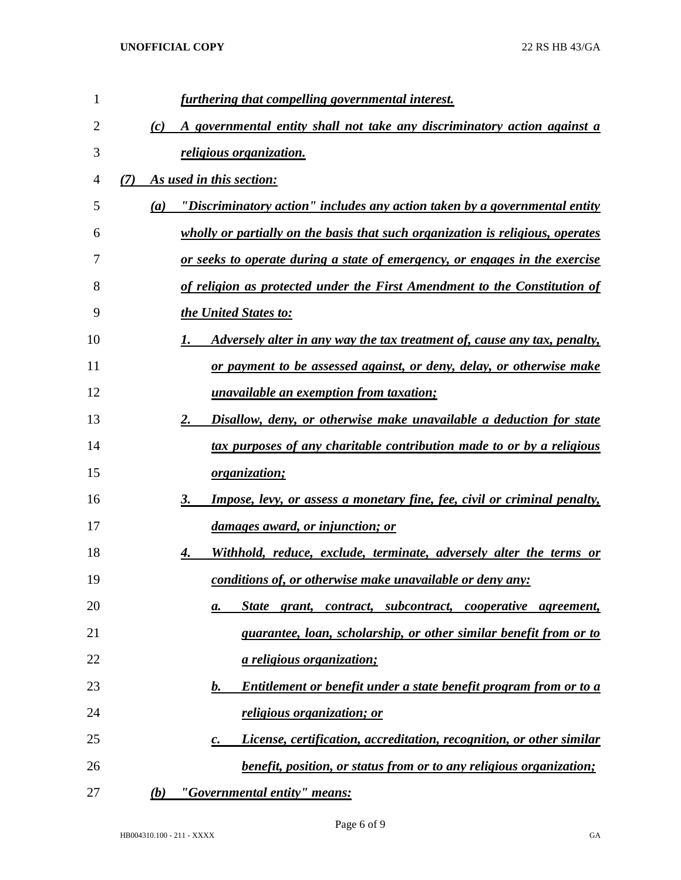*furthering that compelling governmental interest.*

*(c) A governmental entity shall not take any discriminatory action against a religious organization.*

*(7) As used in this section:*

*(a) "Discriminatory action" includes any action taken by a governmental entity wholly or partially on the basis that such organization is religious, operates or seeks to operate during a state of emergency, or engages in the exercise of religion as protected under the First Amendment to the Constitution of the United States to:*

*1. Adversely alter in any way the tax treatment of, cause any tax, penalty, or payment to be assessed against, or deny, delay, or otherwise make unavailable an exemption from taxation;*

*2. Disallow, deny, or otherwise make unavailable a deduction for state tax purposes of any charitable contribution made to or by a religious organization;*

*3. Impose, levy, or assess a monetary fine, fee, civil or criminal penalty, damages award, or injunction; or*

*4. Withhold, reduce, exclude, terminate, adversely alter the terms or conditions of, or otherwise make unavailable or deny any:*

*a. State grant, contract, subcontract, cooperative agreement, guarantee, loan, scholarship, or other similar benefit from or to a religious organization;*

*b. Entitlement or benefit under a state benefit program from or to a religious organization; or*

*c. License, certification, accreditation, recognition, or other similar benefit, position, or status from or to any religious organization;*

*(b) "Governmental entity" means:*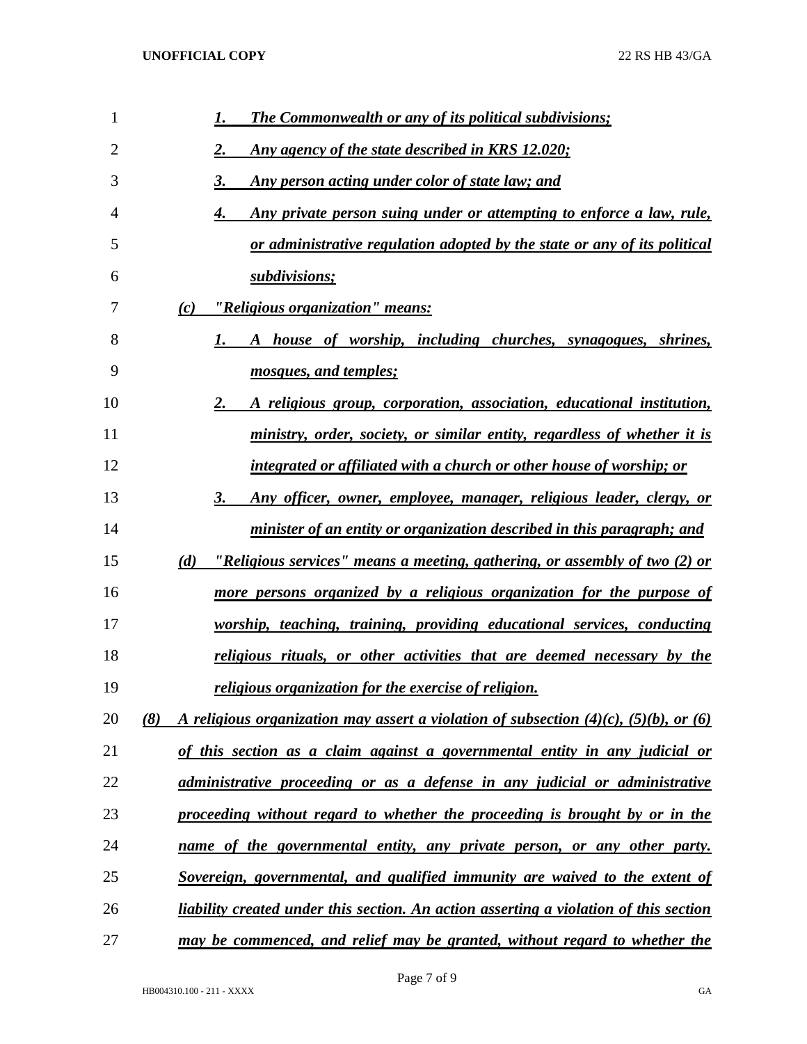1. *The Commonwealth or any of its political subdivisions;*
2. *Any agency of the state described in KRS 12.020;*
3. *Any person acting under color of state law; and*
4. *Any private person suing under or attempting to enforce a law, rule, or administrative regulation adopted by the state or any of its political subdivisions;*

(c) *"Religious organization" means:*

1. *A house of worship, including churches, synagogues, shrines, mosques, and temples;*
2. *A religious group, corporation, association, educational institution, ministry, order, society, or similar entity, regardless of whether it is integrated or affiliated with a church or other house of worship; or*
3. *Any officer, owner, employee, manager, religious leader, clergy, or minister of an entity or organization described in this paragraph; and*

(d) *"Religious services" means a meeting, gathering, or assembly of two (2) or more persons organized by a religious organization for the purpose of worship, teaching, training, providing educational services, conducting religious rituals, or other activities that are deemed necessary by the religious organization for the exercise of religion.*

*(8) A religious organization may assert a violation of subsection (4)(c), (5)(b), or (6) of this section as a claim against a governmental entity in any judicial or administrative proceeding or as a defense in any judicial or administrative proceeding without regard to whether the proceeding is brought by or in the name of the governmental entity, any private person, or any other party. Sovereign, governmental, and qualified immunity are waived to the extent of liability created under this section. An action asserting a violation of this section may be commenced, and relief may be granted, without regard to whether the*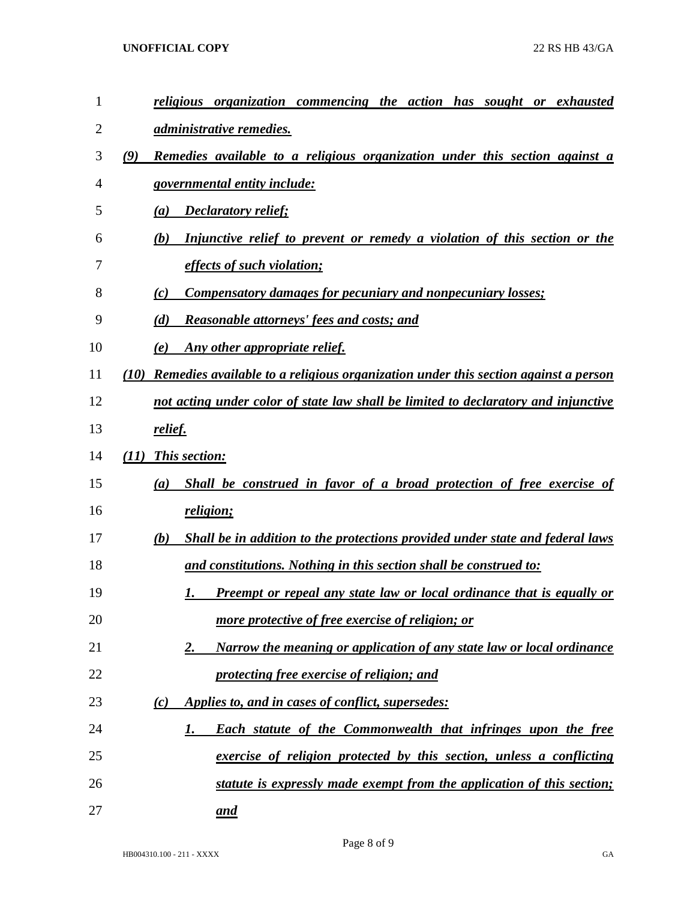*religious organization commencing the action has sought or exhausted administrative remedies.*

*(9) Remedies available to a religious organization under this section against a governmental entity include:*

- *(a) Declaratory relief;*
- *(b) Injunctive relief to prevent or remedy a violation of this section or the effects of such violation;*
- *(c) Compensatory damages for pecuniary and nonpecuniary losses;*
- *(d) Reasonable attorneys' fees and costs; and*
- *(e) Any other appropriate relief.*

*(10) Remedies available to a religious organization under this section against a person not acting under color of state law shall be limited to declaratory and injunctive relief.*

*(11) This section:*

- *(a) Shall be construed in favor of a broad protection of free exercise of religion;*
- *(b) Shall be in addition to the protections provided under state and federal laws and constitutions. Nothing in this section shall be construed to:*
  - *1. Preempt or repeal any state law or local ordinance that is equally or more protective of free exercise of religion; or*
  - *2. Narrow the meaning or application of any state law or local ordinance protecting free exercise of religion; and*
- *(c) Applies to, and in cases of conflict, supersedes:*
  - *1. Each statute of the Commonwealth that infringes upon the free exercise of religion protected by this section, unless a conflicting statute is expressly made exempt from the application of this section; and*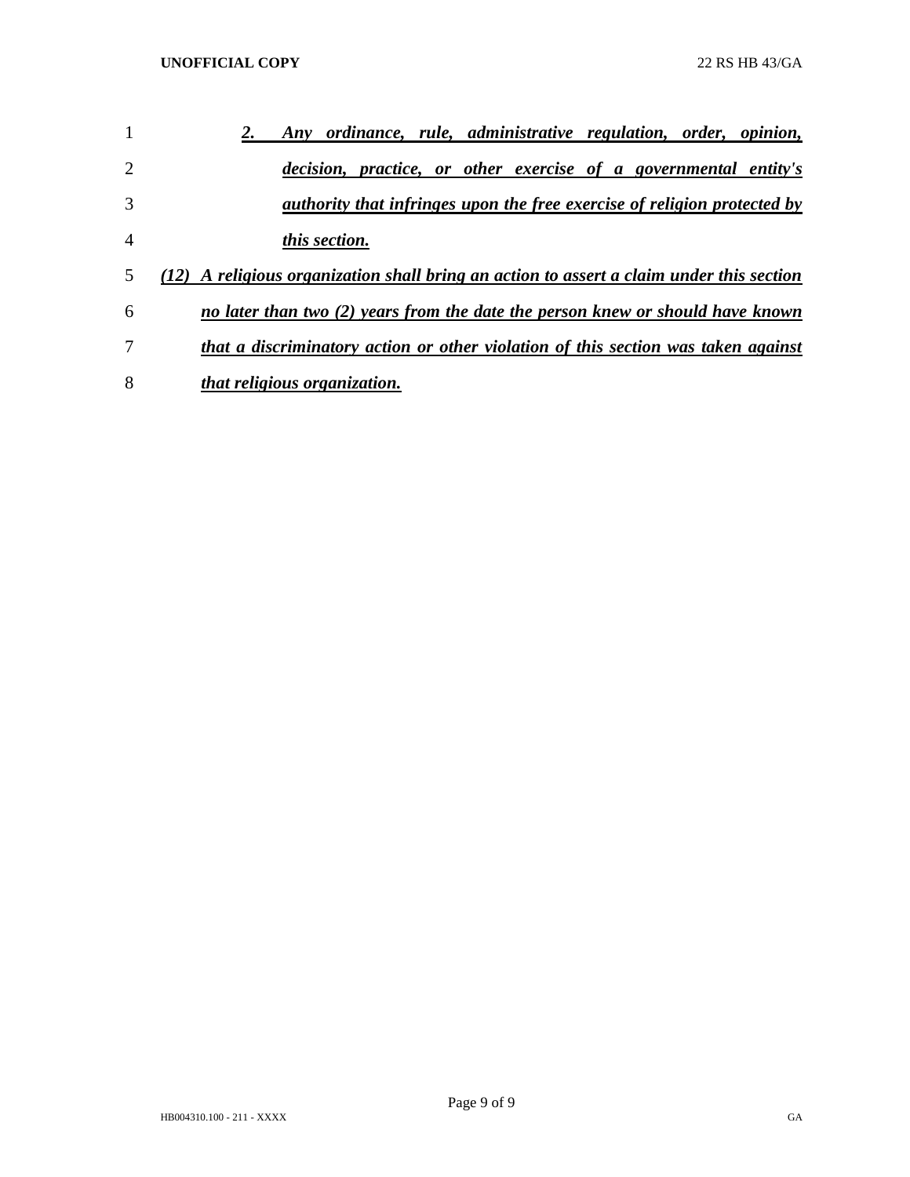*__2. Any ordinance, rule, administrative regulation, order, opinion, decision, practice, or other exercise of a governmental entity's authority that infringes upon the free exercise of religion protected by this section.__*

*__(12) A religious organization shall bring an action to assert a claim under this section no later than two (2) years from the date the person knew or should have known that a discriminatory action or other violation of this section was taken against that religious organization.__*